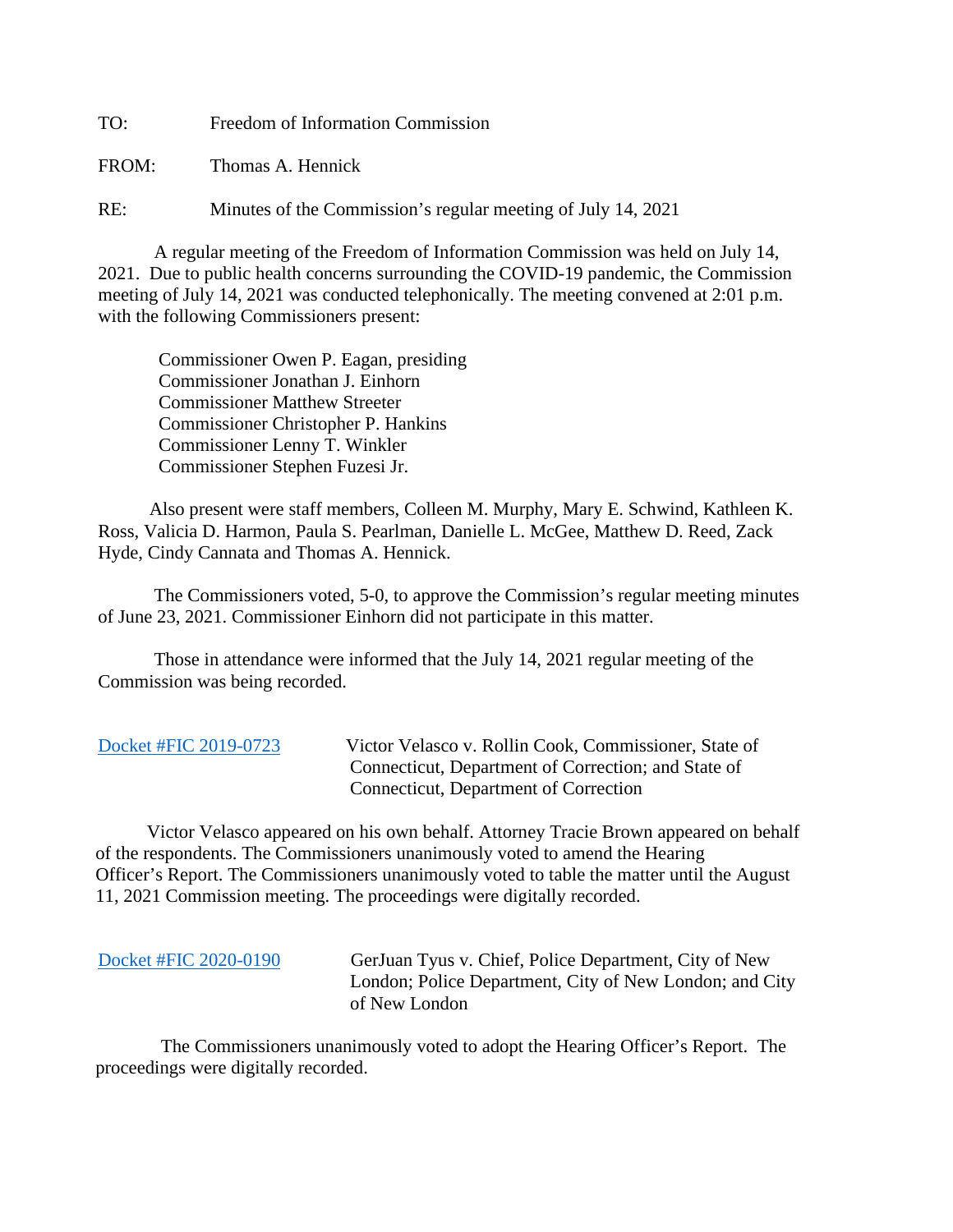TO: Freedom of Information Commission

FROM: Thomas A. Hennick

RE: Minutes of the Commission's regular meeting of July 14, 2021

A regular meeting of the Freedom of Information Commission was held on July 14, 2021. Due to public health concerns surrounding the COVID-19 pandemic, the Commission meeting of July 14, 2021 was conducted telephonically. The meeting convened at 2:01 p.m. with the following Commissioners present:

Commissioner Owen P. Eagan, presiding
Commissioner Jonathan J. Einhorn
Commissioner Matthew Streeter
Commissioner Christopher P. Hankins
Commissioner Lenny T. Winkler
Commissioner Stephen Fuzesi Jr.

Also present were staff members, Colleen M. Murphy, Mary E. Schwind, Kathleen K. Ross, Valicia D. Harmon, Paula S. Pearlman, Danielle L. McGee, Matthew D. Reed, Zack Hyde, Cindy Cannata and Thomas A. Hennick.

The Commissioners voted, 5-0, to approve the Commission's regular meeting minutes of June 23, 2021. Commissioner Einhorn did not participate in this matter.

Those in attendance were informed that the July 14, 2021 regular meeting of the Commission was being recorded.

Docket #FIC 2019-0723 Victor Velasco v. Rollin Cook, Commissioner, State of Connecticut, Department of Correction; and State of Connecticut, Department of Correction

Victor Velasco appeared on his own behalf. Attorney Tracie Brown appeared on behalf of the respondents. The Commissioners unanimously voted to amend the Hearing Officer's Report. The Commissioners unanimously voted to table the matter until the August 11, 2021 Commission meeting. The proceedings were digitally recorded.

Docket #FIC 2020-0190 GerJuan Tyus v. Chief, Police Department, City of New London; Police Department, City of New London; and City of New London

The Commissioners unanimously voted to adopt the Hearing Officer's Report. The proceedings were digitally recorded.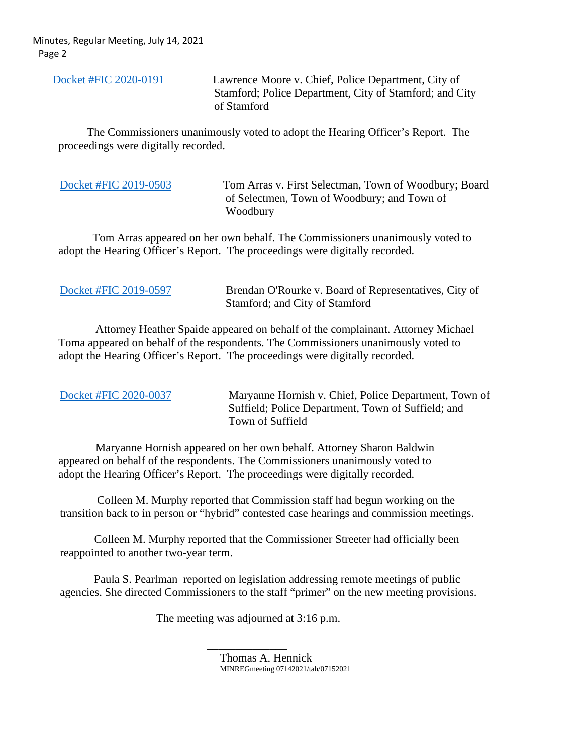Docket #FIC 2020-0191 Lawrence Moore v. Chief, Police Department, City of Stamford; Police Department, City of Stamford; and City of Stamford

The Commissioners unanimously voted to adopt the Hearing Officer's Report. The proceedings were digitally recorded.

Docket #FIC 2019-0503 Tom Arras v. First Selectman, Town of Woodbury; Board of Selectmen, Town of Woodbury; and Town of Woodbury

Tom Arras appeared on her own behalf. The Commissioners unanimously voted to adopt the Hearing Officer's Report. The proceedings were digitally recorded.

Docket #FIC 2019-0597 Brendan O'Rourke v. Board of Representatives, City of Stamford; and City of Stamford

Attorney Heather Spaide appeared on behalf of the complainant. Attorney Michael Toma appeared on behalf of the respondents. The Commissioners unanimously voted to adopt the Hearing Officer's Report. The proceedings were digitally recorded.

Docket #FIC 2020-0037 Maryanne Hornish v. Chief, Police Department, Town of Suffield; Police Department, Town of Suffield; and Town of Suffield

Maryanne Hornish appeared on her own behalf. Attorney Sharon Baldwin appeared on behalf of the respondents. The Commissioners unanimously voted to adopt the Hearing Officer's Report. The proceedings were digitally recorded.

Colleen M. Murphy reported that Commission staff had begun working on the transition back to in person or "hybrid" contested case hearings and commission meetings.

Colleen M. Murphy reported that the Commissioner Streeter had officially been reappointed to another two-year term.

Paula S. Pearlman reported on legislation addressing remote meetings of public agencies. She directed Commissioners to the staff "primer" on the new meeting provisions.

The meeting was adjourned at 3:16 p.m.

______________

Thomas A. Hennick

MINREGmeeting 07142021/tah/07152021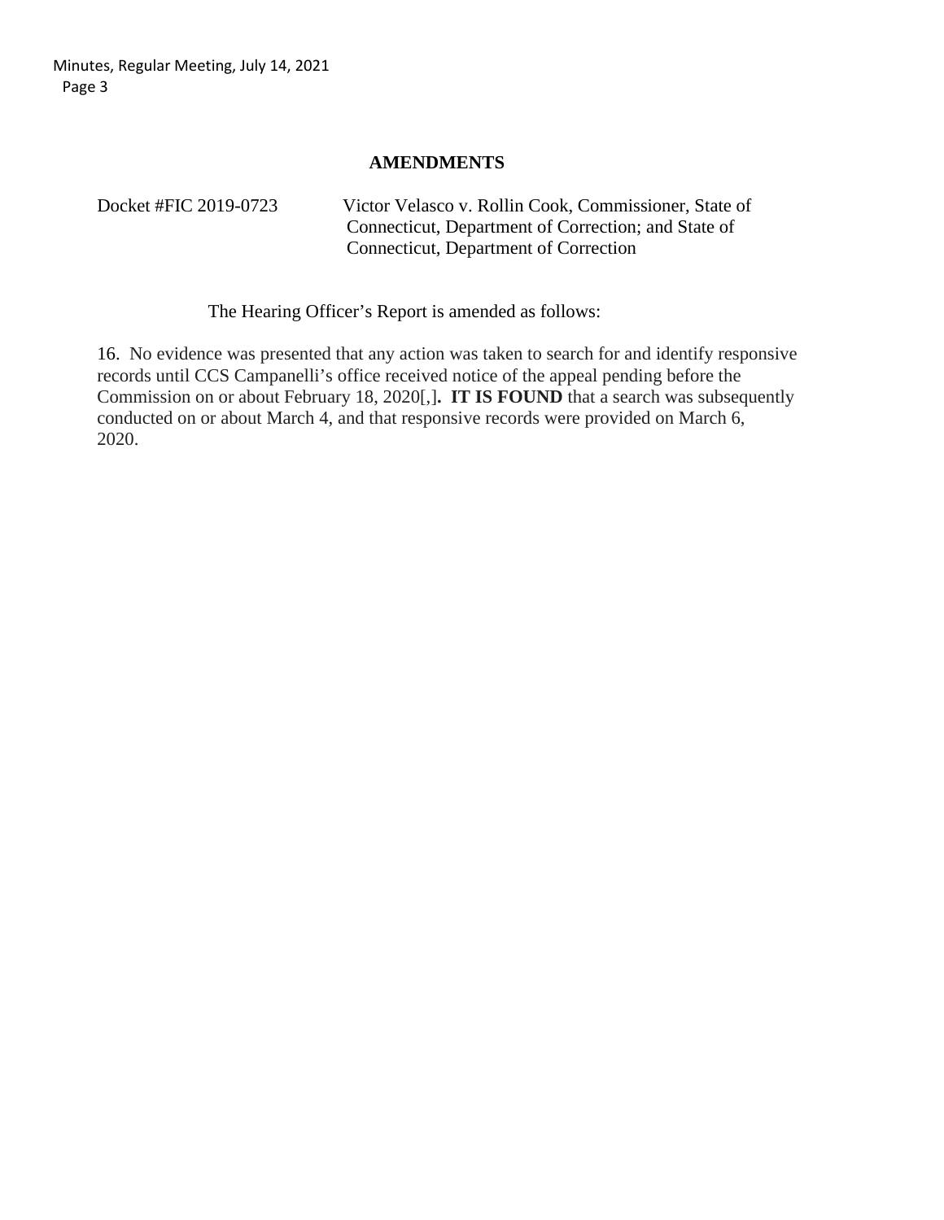**AMENDMENTS**

Docket #FIC 2019-0723 — Victor Velasco v. Rollin Cook, Commissioner, State of Connecticut, Department of Correction; and State of Connecticut, Department of Correction

The Hearing Officer's Report is amended as follows:

16. No evidence was presented that any action was taken to search for and identify responsive records until CCS Campanelli's office received notice of the appeal pending before the Commission on or about February 18, 2020[,]**. IT IS FOUND** that a search was subsequently conducted on or about March 4, and that responsive records were provided on March 6, 2020.